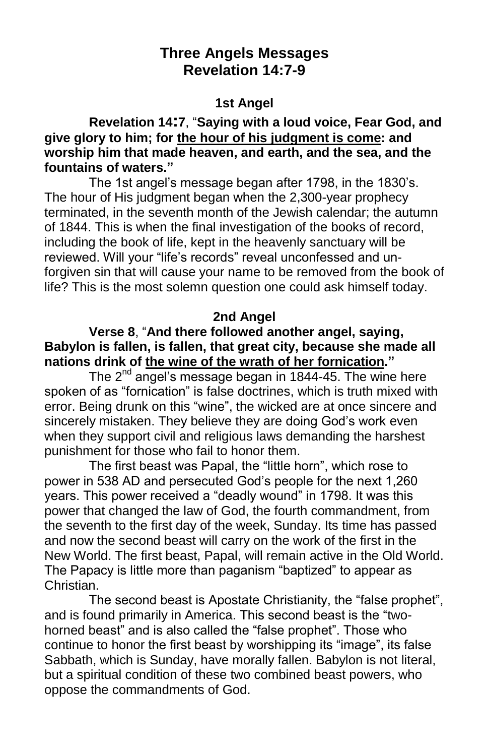# Three Angels Messages
## Revelation 14:7-9

### 1st Angel

**Revelation 14:7**, "**Saying with a loud voice, Fear God, and give glory to him; for <u>the hour of his judgment is come</u>: and worship him that made heaven, and earth, and the sea, and the fountains of waters.**"

The 1st angel's message began after 1798, in the 1830's. The hour of His judgment began when the 2,300-year prophecy terminated, in the seventh month of the Jewish calendar; the autumn of 1844. This is when the final investigation of the books of record, including the book of life, kept in the heavenly sanctuary will be reviewed. Will your "life's records" reveal unconfessed and un-forgiven sin that will cause your name to be removed from the book of life? This is the most solemn question one could ask himself today.

### 2nd Angel

**Verse 8**, "**And there followed another angel, saying, Babylon is fallen, is fallen, that great city, because she made all nations drink of <u>the wine of the wrath of her fornication</u>.**"

The 2nd angel's message began in 1844-45. The wine here spoken of as "fornication" is false doctrines, which is truth mixed with error. Being drunk on this "wine", the wicked are at once sincere and sincerely mistaken. They believe they are doing God's work even when they support civil and religious laws demanding the harshest punishment for those who fail to honor them.

The first beast was Papal, the "little horn", which rose to power in 538 AD and persecuted God's people for the next 1,260 years. This power received a "deadly wound" in 1798. It was this power that changed the law of God, the fourth commandment, from the seventh to the first day of the week, Sunday. Its time has passed and now the second beast will carry on the work of the first in the New World. The first beast, Papal, will remain active in the Old World. The Papacy is little more than paganism "baptized" to appear as Christian.

The second beast is Apostate Christianity, the "false prophet", and is found primarily in America. This second beast is the "two-horned beast" and is also called the "false prophet". Those who continue to honor the first beast by worshipping its "image", its false Sabbath, which is Sunday, have morally fallen. Babylon is not literal, but a spiritual condition of these two combined beast powers, who oppose the commandments of God.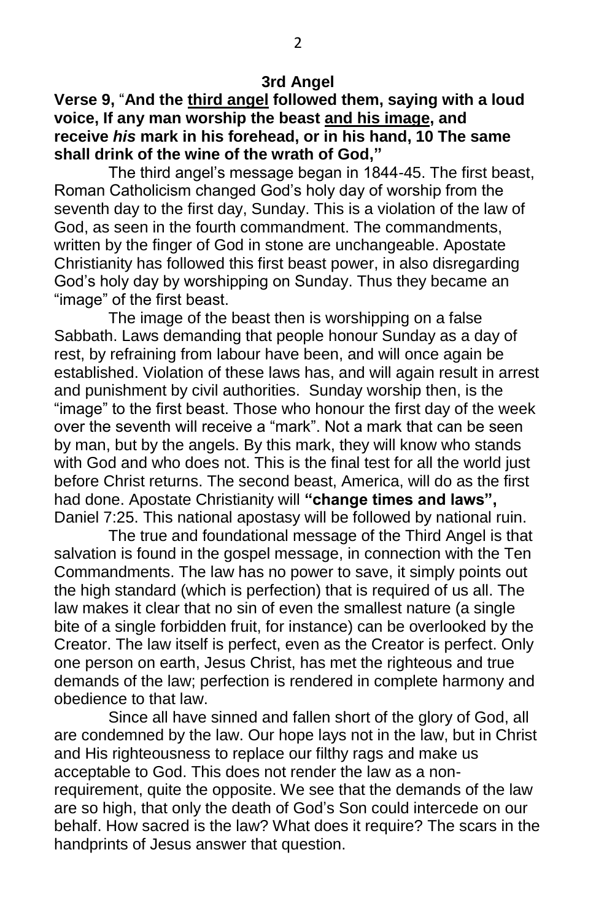### 3rd Angel

**Verse 9,** "**And the <u>third angel</u> followed them, saying with a loud voice, If any man worship the beast <u>and his image</u>, and receive *his* mark in his forehead, or in his hand, 10 The same shall drink of the wine of the wrath of God,"**

The third angel's message began in 1844-45. The first beast, Roman Catholicism changed God's holy day of worship from the seventh day to the first day, Sunday. This is a violation of the law of God, as seen in the fourth commandment. The commandments, written by the finger of God in stone are unchangeable. Apostate Christianity has followed this first beast power, in also disregarding God's holy day by worshipping on Sunday. Thus they became an "image" of the first beast.

The image of the beast then is worshipping on a false Sabbath. Laws demanding that people honour Sunday as a day of rest, by refraining from labour have been, and will once again be established. Violation of these laws has, and will again result in arrest and punishment by civil authorities. Sunday worship then, is the "image" to the first beast. Those who honour the first day of the week over the seventh will receive a "mark". Not a mark that can be seen by man, but by the angels. By this mark, they will know who stands with God and who does not. This is the final test for all the world just before Christ returns. The second beast, America, will do as the first had done. Apostate Christianity will **"change times and laws",** Daniel 7:25. This national apostasy will be followed by national ruin.

The true and foundational message of the Third Angel is that salvation is found in the gospel message, in connection with the Ten Commandments. The law has no power to save, it simply points out the high standard (which is perfection) that is required of us all. The law makes it clear that no sin of even the smallest nature (a single bite of a single forbidden fruit, for instance) can be overlooked by the Creator. The law itself is perfect, even as the Creator is perfect. Only one person on earth, Jesus Christ, has met the righteous and true demands of the law; perfection is rendered in complete harmony and obedience to that law.

Since all have sinned and fallen short of the glory of God, all are condemned by the law. Our hope lays not in the law, but in Christ and His righteousness to replace our filthy rags and make us acceptable to God. This does not render the law as a non-requirement, quite the opposite. We see that the demands of the law are so high, that only the death of God's Son could intercede on our behalf. How sacred is the law? What does it require? The scars in the handprints of Jesus answer that question.